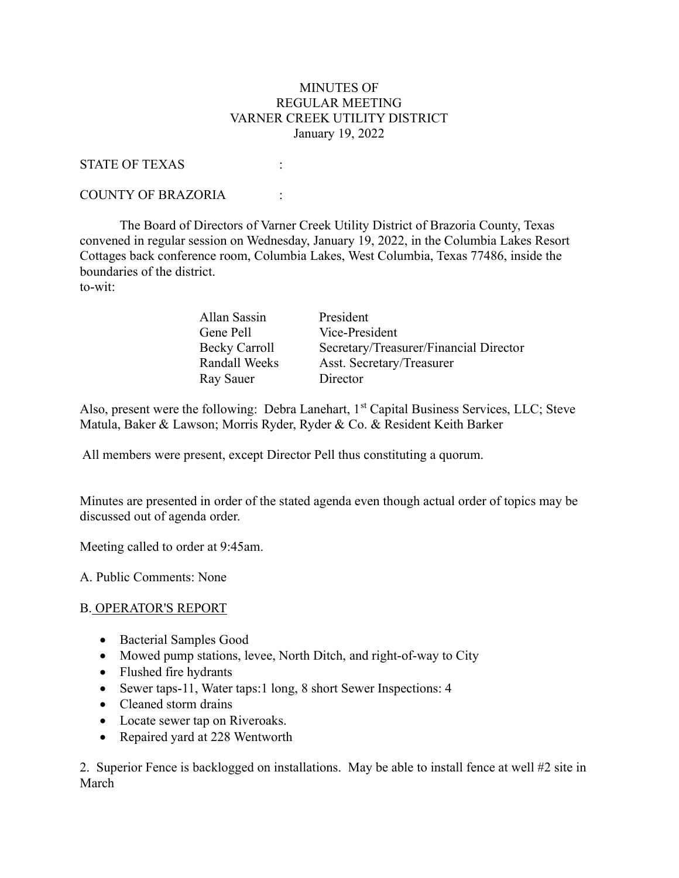MINUTES OF
REGULAR MEETING
VARNER CREEK UTILITY DISTRICT
January 19, 2022

STATE OF TEXAS :

COUNTY OF BRAZORIA :

The Board of Directors of Varner Creek Utility District of Brazoria County, Texas convened in regular session on Wednesday, January 19, 2022, in the Columbia Lakes Resort Cottages back conference room, Columbia Lakes, West Columbia, Texas 77486, inside the boundaries of the district.
to-wit:

| | |
|---|---|
| Allan Sassin | President |
| Gene Pell | Vice-President |
| Becky Carroll | Secretary/Treasurer/Financial Director |
| Randall Weeks | Asst. Secretary/Treasurer |
| Ray Sauer | Director |

Also, present were the following: Debra Lanehart, 1st Capital Business Services, LLC; Steve Matula, Baker & Lawson; Morris Ryder, Ryder & Co. & Resident Keith Barker

All members were present, except Director Pell thus constituting a quorum.

Minutes are presented in order of the stated agenda even though actual order of topics may be discussed out of agenda order.

Meeting called to order at 9:45am.

A. Public Comments: None

B. OPERATOR'S REPORT

- Bacterial Samples Good
- Mowed pump stations, levee, North Ditch, and right-of-way to City
- Flushed fire hydrants
- Sewer taps-11, Water taps:1 long, 8 short Sewer Inspections: 4
- Cleaned storm drains
- Locate sewer tap on Riveroaks.
- Repaired yard at 228 Wentworth

2. Superior Fence is backlogged on installations. May be able to install fence at well #2 site in March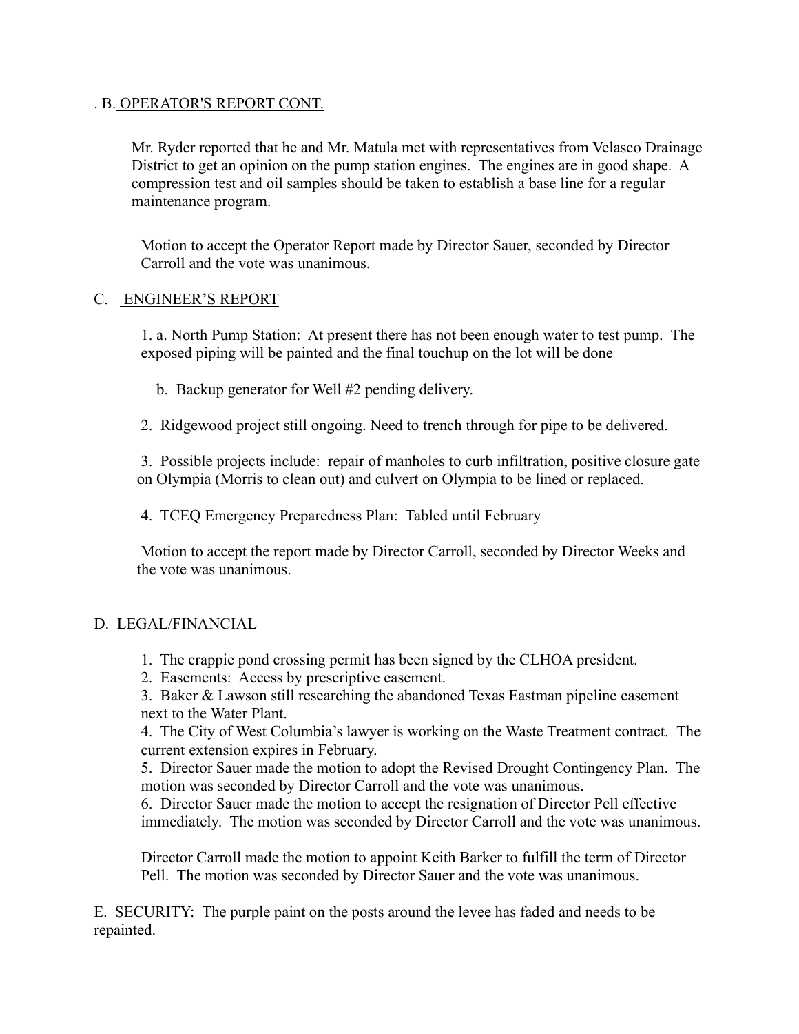. B. <u>OPERATOR'S REPORT CONT.</u>

Mr. Ryder reported that he and Mr. Matula met with representatives from Velasco Drainage District to get an opinion on the pump station engines. The engines are in good shape. A compression test and oil samples should be taken to establish a base line for a regular maintenance program.

Motion to accept the Operator Report made by Director Sauer, seconded by Director Carroll and the vote was unanimous.

C. <u>ENGINEER'S REPORT</u>

1. a. North Pump Station: At present there has not been enough water to test pump. The exposed piping will be painted and the final touchup on the lot will be done

   b. Backup generator for Well #2 pending delivery.

2. Ridgewood project still ongoing. Need to trench through for pipe to be delivered.

3. Possible projects include: repair of manholes to curb infiltration, positive closure gate on Olympia (Morris to clean out) and culvert on Olympia to be lined or replaced.

4. TCEQ Emergency Preparedness Plan: Tabled until February

Motion to accept the report made by Director Carroll, seconded by Director Weeks and the vote was unanimous.

D. <u>LEGAL/FINANCIAL</u>

1. The crappie pond crossing permit has been signed by the CLHOA president.
2. Easements: Access by prescriptive easement.
3. Baker & Lawson still researching the abandoned Texas Eastman pipeline easement next to the Water Plant.
4. The City of West Columbia's lawyer is working on the Waste Treatment contract. The current extension expires in February.
5. Director Sauer made the motion to adopt the Revised Drought Contingency Plan. The motion was seconded by Director Carroll and the vote was unanimous.
6. Director Sauer made the motion to accept the resignation of Director Pell effective immediately. The motion was seconded by Director Carroll and the vote was unanimous.

Director Carroll made the motion to appoint Keith Barker to fulfill the term of Director Pell. The motion was seconded by Director Sauer and the vote was unanimous.

E. SECURITY: The purple paint on the posts around the levee has faded and needs to be repainted.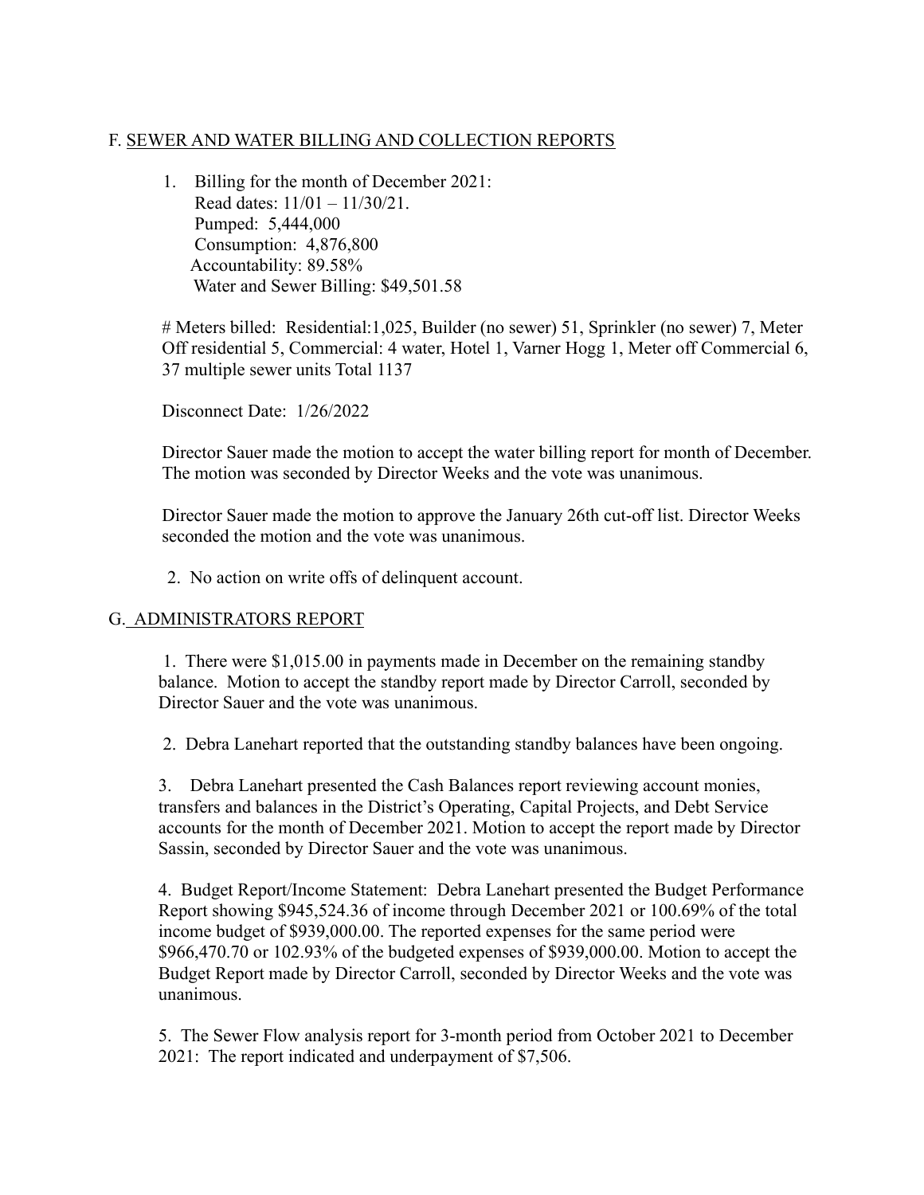## F. SEWER AND WATER BILLING AND COLLECTION REPORTS

1. Billing for the month of December 2021:
   Read dates: 11/01 – 11/30/21.
   Pumped: 5,444,000
   Consumption: 4,876,800
   Accountability: 89.58%
   Water and Sewer Billing: $49,501.58

   # Meters billed: Residential:1,025, Builder (no sewer) 51, Sprinkler (no sewer) 7, Meter Off residential 5, Commercial: 4 water, Hotel 1, Varner Hogg 1, Meter off Commercial 6, 37 multiple sewer units Total 1137

   Disconnect Date: 1/26/2022

   Director Sauer made the motion to accept the water billing report for month of December. The motion was seconded by Director Weeks and the vote was unanimous.

   Director Sauer made the motion to approve the January 26th cut-off list. Director Weeks seconded the motion and the vote was unanimous.

2. No action on write offs of delinquent account.

## G. ADMINISTRATORS REPORT

1. There were $1,015.00 in payments made in December on the remaining standby balance. Motion to accept the standby report made by Director Carroll, seconded by Director Sauer and the vote was unanimous.

2. Debra Lanehart reported that the outstanding standby balances have been ongoing.

3. Debra Lanehart presented the Cash Balances report reviewing account monies, transfers and balances in the District's Operating, Capital Projects, and Debt Service accounts for the month of December 2021. Motion to accept the report made by Director Sassin, seconded by Director Sauer and the vote was unanimous.

4. Budget Report/Income Statement: Debra Lanehart presented the Budget Performance Report showing $945,524.36 of income through December 2021 or 100.69% of the total income budget of $939,000.00. The reported expenses for the same period were $966,470.70 or 102.93% of the budgeted expenses of $939,000.00. Motion to accept the Budget Report made by Director Carroll, seconded by Director Weeks and the vote was unanimous.

5. The Sewer Flow analysis report for 3-month period from October 2021 to December 2021: The report indicated and underpayment of $7,506.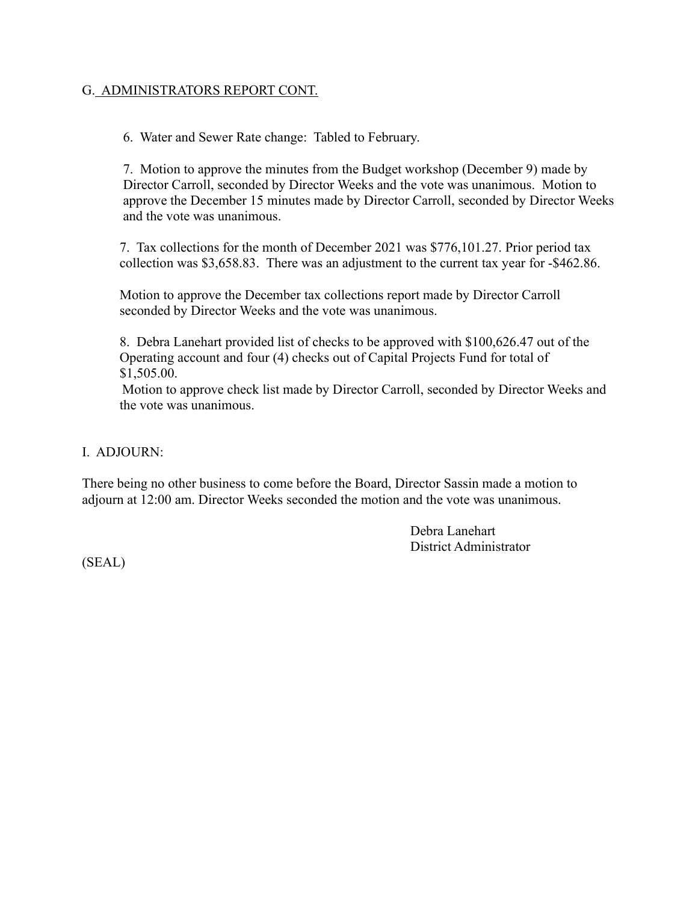## G. ADMINISTRATORS REPORT CONT.

6. Water and Sewer Rate change: Tabled to February.

7. Motion to approve the minutes from the Budget workshop (December 9) made by Director Carroll, seconded by Director Weeks and the vote was unanimous. Motion to approve the December 15 minutes made by Director Carroll, seconded by Director Weeks and the vote was unanimous.

7. Tax collections for the month of December 2021 was $776,101.27. Prior period tax collection was $3,658.83. There was an adjustment to the current tax year for -$462.86.

Motion to approve the December tax collections report made by Director Carroll seconded by Director Weeks and the vote was unanimous.

8. Debra Lanehart provided list of checks to be approved with $100,626.47 out of the Operating account and four (4) checks out of Capital Projects Fund for total of $1,505.00.
Motion to approve check list made by Director Carroll, seconded by Director Weeks and the vote was unanimous.

## I. ADJOURN:

There being no other business to come before the Board, Director Sassin made a motion to adjourn at 12:00 am. Director Weeks seconded the motion and the vote was unanimous.

Debra Lanehart
District Administrator

(SEAL)